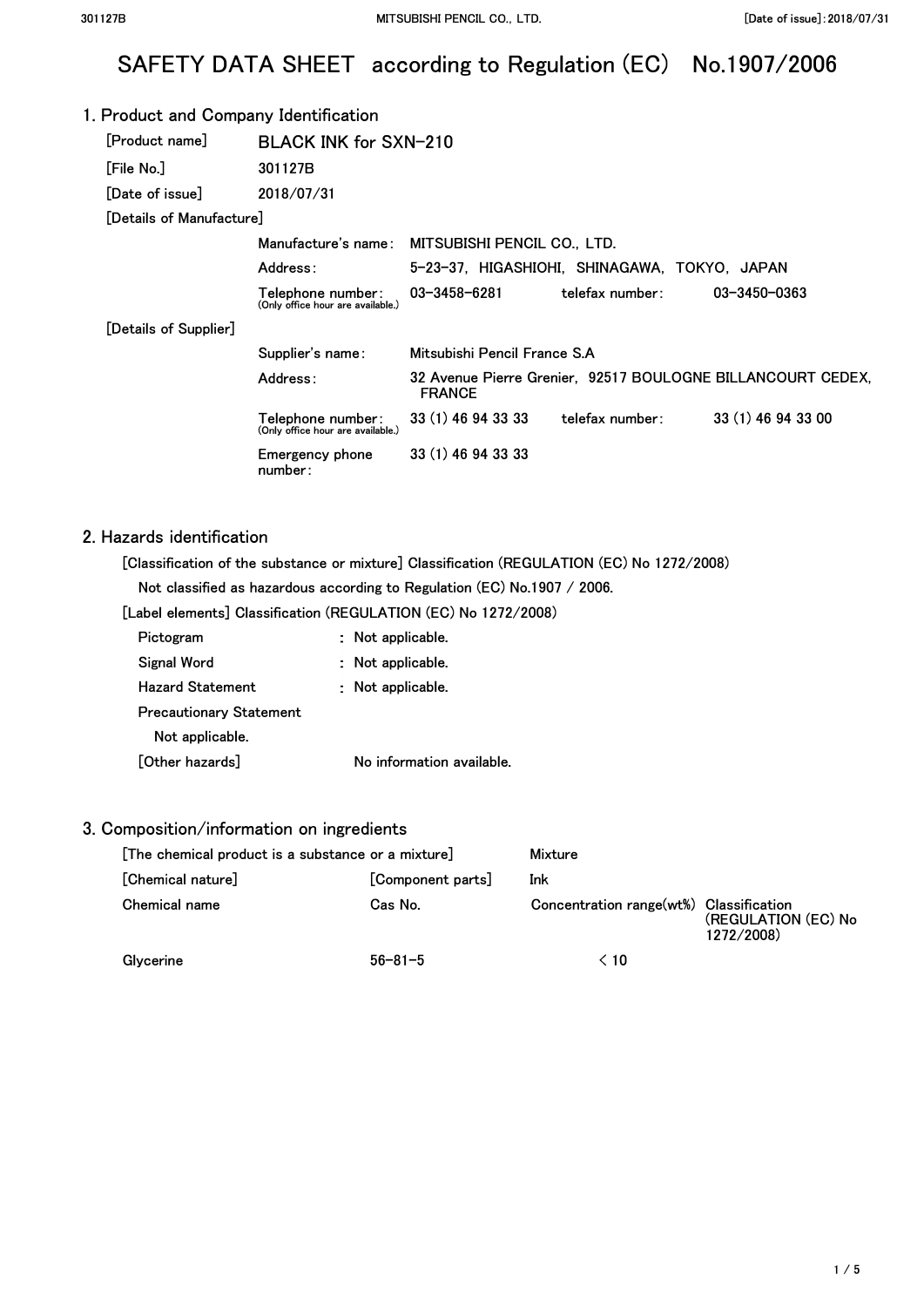# SAFETY DATA SHEET according to Regulation (EC) No.1907/2006

## 1. Product and Company Identification

| | | | | |
|---|---|---|---|---|
| [Product name] | BLACK INK for SXN-210 | | | |
| [File No.] | 301127B | | | |
| [Date of issue] | 2018/07/31 | | | |
| [Details of Manufacture] | | | | |
| | Manufacture's name: | MITSUBISHI PENCIL CO., LTD. | | |
| | Address: | 5-23-37, HIGASHIOHI, SHINAGAWA, TOKYO, JAPAN | | |
| | Telephone number: (Only office hour are available.) | 03-3458-6281 | telefax number: | 03-3450-0363 |
| [Details of Supplier] | | | | |
| | Supplier's name: | Mitsubishi Pencil France S.A | | |
| | Address: | 32 Avenue Pierre Grenier, 92517 BOULOGNE BILLANCOURT CEDEX, FRANCE | | |
| | Telephone number: (Only office hour are available.) | 33 (1) 46 94 33 33 | telefax number: | 33 (1) 46 94 33 00 |
| | Emergency phone number: | 33 (1) 46 94 33 33 | | |

## 2. Hazards identification

[Classification of the substance or mixture] Classification (REGULATION (EC) No 1272/2008)

Not classified as hazardous according to Regulation (EC) No.1907 / 2006.

[Label elements] Classification (REGULATION (EC) No 1272/2008)

Pictogram : Not applicable.

Signal Word : Not applicable.

Hazard Statement : Not applicable.

Precautionary Statement

Not applicable.

[Other hazards] No information available.

## 3. Composition/information on ingredients

[The chemical product is a substance or a mixture] Mixture

[Chemical nature] [Component parts] Ink

| Chemical name | Cas No. | Concentration range(wt%) | Classification (REGULATION (EC) No 1272/2008) |
|---|---|---|---|
| Glycerine | 56-81-5 | < 10 | |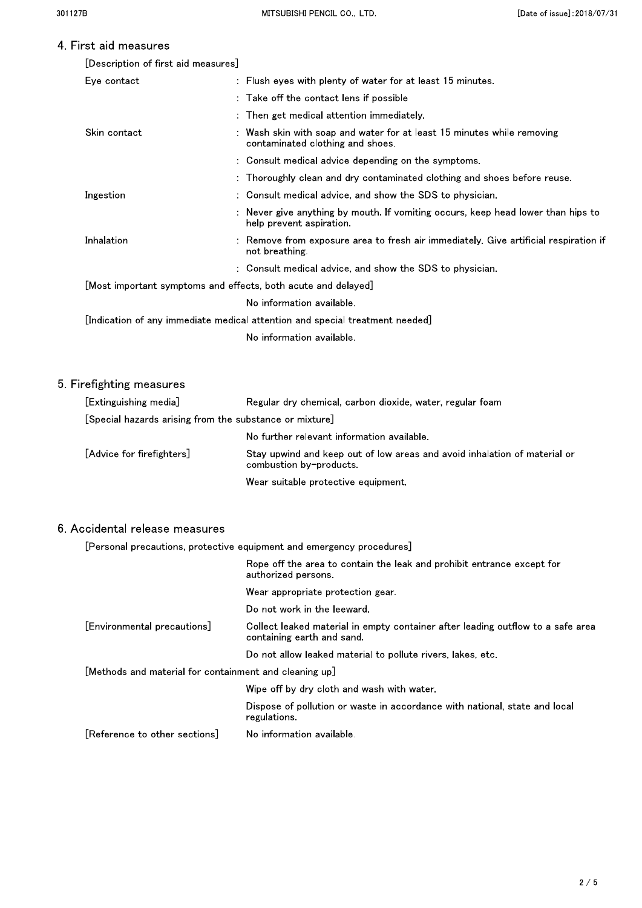## 4. First aid measures

[Description of first aid measures]

| | |
|---|---|
| Eye contact | : Flush eyes with plenty of water for at least 15 minutes. |
| | : Take off the contact lens if possible |
| | : Then get medical attention immediately. |
| Skin contact | : Wash skin with soap and water for at least 15 minutes while removing contaminated clothing and shoes. |
| | : Consult medical advice depending on the symptoms. |
| | : Thoroughly clean and dry contaminated clothing and shoes before reuse. |
| Ingestion | : Consult medical advice, and show the SDS to physician. |
| | : Never give anything by mouth. If vomiting occurs, keep head lower than hips to help prevent aspiration. |
| Inhalation | : Remove from exposure area to fresh air immediately. Give artificial respiration if not breathing. |
| | : Consult medical advice, and show the SDS to physician. |

[Most important symptoms and effects, both acute and delayed]

No information available.

[Indication of any immediate medical attention and special treatment needed]

No information available.

## 5. Firefighting measures

| | |
|---|---|
| [Extinguishing media] | Regular dry chemical, carbon dioxide, water, regular foam |

[Special hazards arising from the substance or mixture]

No further relevant information available.

| | |
|---|---|
| [Advice for firefighters] | Stay upwind and keep out of low areas and avoid inhalation of material or combustion by-products. |
| | Wear suitable protective equipment. |

## 6. Accidental release measures

[Personal precautions, protective equipment and emergency procedures]

Rope off the area to contain the leak and prohibit entrance except for authorized persons.

Wear appropriate protection gear.

Do not work in the leeward.

| | |
|---|---|
| [Environmental precautions] | Collect leaked material in empty container after leading outflow to a safe area containing earth and sand. |
| | Do not allow leaked material to pollute rivers, lakes, etc. |

[Methods and material for containment and cleaning up]

Wipe off by dry cloth and wash with water.

Dispose of pollution or waste in accordance with national, state and local regulations.

| | |
|---|---|
| [Reference to other sections] | No information available. |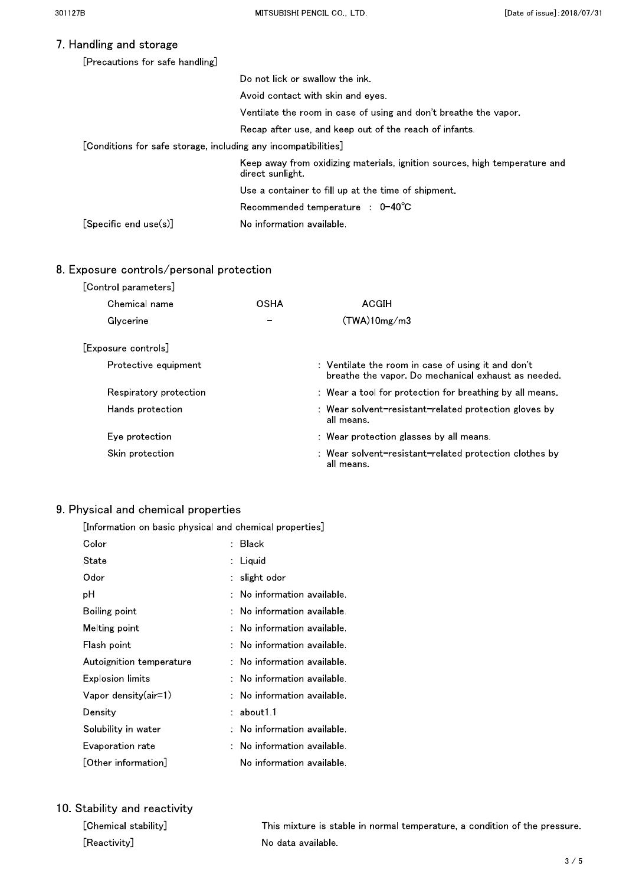## 7. Handling and storage

[Precautions for safe handling]

Do not lick or swallow the ink.

Avoid contact with skin and eyes.

Ventilate the room in case of using and don't breathe the vapor.

Recap after use, and keep out of the reach of infants.

[Conditions for safe storage, including any incompatibilities]

Keep away from oxidizing materials, ignition sources, high temperature and direct sunlight.

Use a container to fill up at the time of shipment.

Recommended temperature : 0-40℃

[Specific end use(s)] No information available.

## 8. Exposure controls/personal protection

[Control parameters]

| Chemical name | OSHA | ACGIH |
|---|---|---|
| Glycerine | – | (TWA)10mg/m3 |

[Exposure controls]

| | |
|---|---|
| Protective equipment | : Ventilate the room in case of using it and don't breathe the vapor. Do mechanical exhaust as needed. |
| Respiratory protection | : Wear a tool for protection for breathing by all means. |
| Hands protection | : Wear solvent-resistant-related protection gloves by all means. |
| Eye protection | : Wear protection glasses by all means. |
| Skin protection | : Wear solvent-resistant-related protection clothes by all means. |

## 9. Physical and chemical properties

[Information on basic physical and chemical properties]

| | |
|---|---|
| Color | : Black |
| State | : Liquid |
| Odor | : slight odor |
| pH | : No information available. |
| Boiling point | : No information available. |
| Melting point | : No information available. |
| Flash point | : No information available. |
| Autoignition temperature | : No information available. |
| Explosion limits | : No information available. |
| Vapor density(air=1) | : No information available. |
| Density | : about1.1 |
| Solubility in water | : No information available. |
| Evaporation rate | : No information available. |
| [Other information] | No information available. |

## 10. Stability and reactivity

[Chemical stability] This mixture is stable in normal temperature, a condition of the pressure.

[Reactivity] No data available.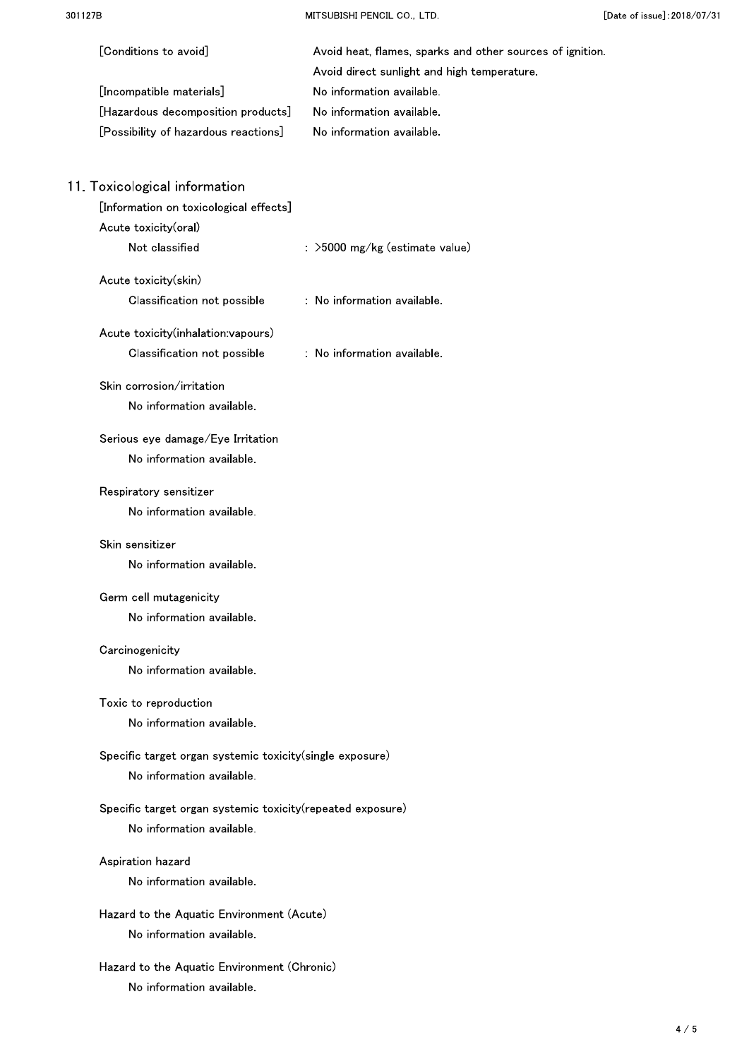[Conditions to avoid] Avoid heat, flames, sparks and other sources of ignition. Avoid direct sunlight and high temperature.

[Incompatible materials] No information available.

[Hazardous decomposition products] No information available.

[Possibility of hazardous reactions] No information available.

## 11. Toxicological information

[Information on toxicological effects]

Acute toxicity(oral)

Not classified : >5000 mg/kg (estimate value)

Acute toxicity(skin)

Classification not possible : No information available.

Acute toxicity(inhalation:vapours)

Classification not possible : No information available.

Skin corrosion/irritation

No information available.

Serious eye damage/Eye Irritation

No information available.

Respiratory sensitizer

No information available.

Skin sensitizer

No information available.

Germ cell mutagenicity

No information available.

Carcinogenicity

No information available.

Toxic to reproduction

No information available.

Specific target organ systemic toxicity(single exposure)

No information available.

Specific target organ systemic toxicity(repeated exposure)

No information available.

Aspiration hazard

No information available.

Hazard to the Aquatic Environment (Acute)

No information available.

Hazard to the Aquatic Environment (Chronic)

No information available.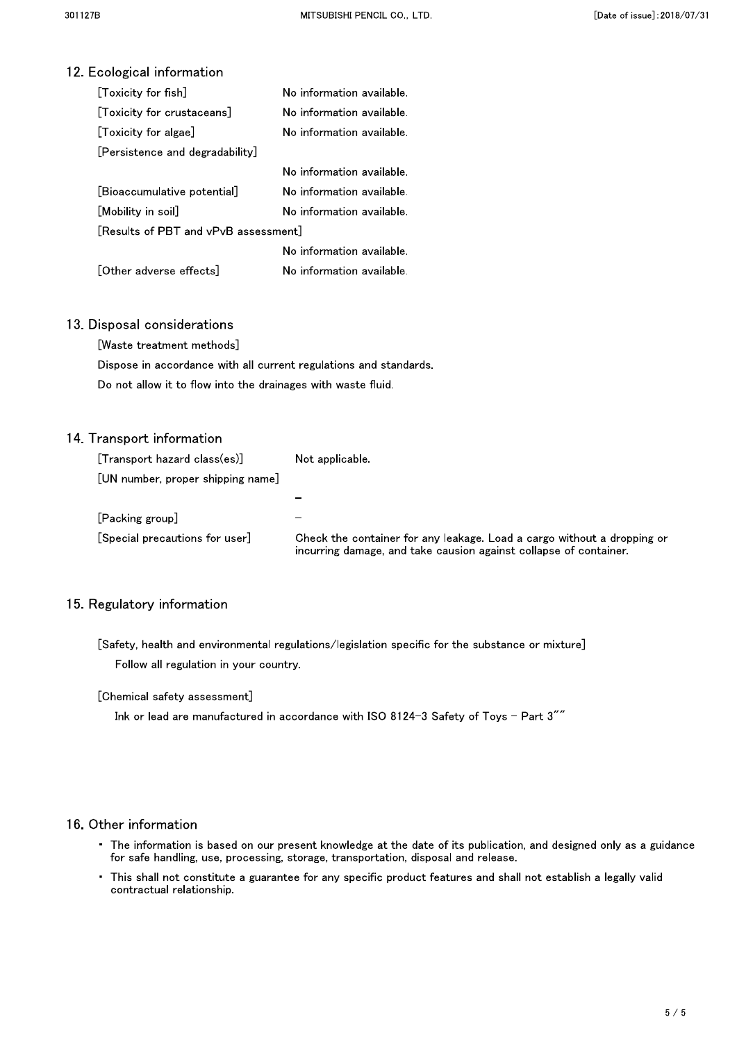## 12. Ecological information

| | |
|---|---|
| [Toxicity for fish] | No information available. |
| [Toxicity for crustaceans] | No information available. |
| [Toxicity for algae] | No information available. |
| [Persistence and degradability] | No information available. |
| [Bioaccumulative potential] | No information available. |
| [Mobility in soil] | No information available. |
| [Results of PBT and vPvB assessment] | No information available. |
| [Other adverse effects] | No information available. |

## 13. Disposal considerations

[Waste treatment methods]

Dispose in accordance with all current regulations and standards.

Do not allow it to flow into the drainages with waste fluid.

## 14. Transport information

| | |
|---|---|
| [Transport hazard class(es)] | Not applicable. |
| [UN number, proper shipping name] | − |
| [Packing group] | − |
| [Special precautions for user] | Check the container for any leakage. Load a cargo without a dropping or incurring damage, and take causion against collapse of container. |

## 15. Regulatory information

[Safety, health and environmental regulations/legislation specific for the substance or mixture]

Follow all regulation in your country.

[Chemical safety assessment]

Ink or lead are manufactured in accordance with ISO 8124-3 Safety of Toys - Part 3""

## 16. Other information

- The information is based on our present knowledge at the date of its publication, and designed only as a guidance for safe handling, use, processing, storage, transportation, disposal and release.
- This shall not constitute a guarantee for any specific product features and shall not establish a legally valid contractual relationship.